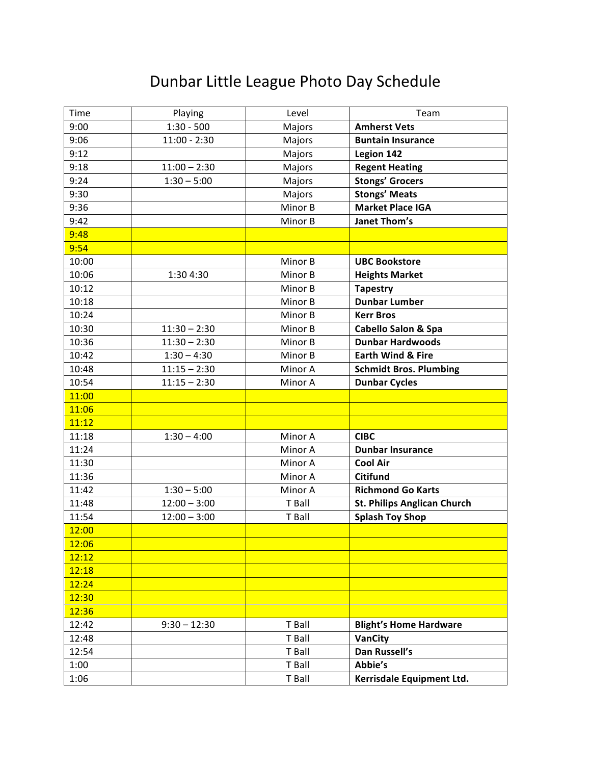# Dunbar Little League Photo Day Schedule

| Time | Playing | Level | Team |
|---|---|---|---|
| 9:00 | 1:30 - 500 | Majors | **Amherst Vets** |
| 9:06 | 11:00 - 2:30 | Majors | **Buntain Insurance** |
| 9:12 | | Majors | **Legion 142** |
| 9:18 | 11:00 – 2:30 | Majors | **Regent Heating** |
| 9:24 | 1:30 – 5:00 | Majors | **Stongs' Grocers** |
| 9:30 | | Majors | **Stongs' Meats** |
| 9:36 | | Minor B | **Market Place IGA** |
| 9:42 | | Minor B | **Janet Thom's** |
| 9:48 | | | |
| 9:54 | | | |
| 10:00 | | Minor B | **UBC Bookstore** |
| 10:06 | 1:30 4:30 | Minor B | **Heights Market** |
| 10:12 | | Minor B | **Tapestry** |
| 10:18 | | Minor B | **Dunbar Lumber** |
| 10:24 | | Minor B | **Kerr Bros** |
| 10:30 | 11:30 – 2:30 | Minor B | **Cabello Salon & Spa** |
| 10:36 | 11:30 – 2:30 | Minor B | **Dunbar Hardwoods** |
| 10:42 | 1:30 – 4:30 | Minor B | **Earth Wind & Fire** |
| 10:48 | 11:15 – 2:30 | Minor A | **Schmidt Bros. Plumbing** |
| 10:54 | 11:15 – 2:30 | Minor A | **Dunbar Cycles** |
| 11:00 | | | |
| 11:06 | | | |
| 11:12 | | | |
| 11:18 | 1:30 – 4:00 | Minor A | **CIBC** |
| 11:24 | | Minor A | **Dunbar Insurance** |
| 11:30 | | Minor A | **Cool Air** |
| 11:36 | | Minor A | **Citifund** |
| 11:42 | 1:30 – 5:00 | Minor A | **Richmond Go Karts** |
| 11:48 | 12:00 – 3:00 | T Ball | **St. Philips Anglican Church** |
| 11:54 | 12:00 – 3:00 | T Ball | **Splash Toy Shop** |
| 12:00 | | | |
| 12:06 | | | |
| 12:12 | | | |
| 12:18 | | | |
| 12:24 | | | |
| 12:30 | | | |
| 12:36 | | | |
| 12:42 | 9:30 – 12:30 | T Ball | **Blight's Home Hardware** |
| 12:48 | | T Ball | **VanCity** |
| 12:54 | | T Ball | **Dan Russell's** |
| 1:00 | | T Ball | **Abbie's** |
| 1:06 | | T Ball | **Kerrisdale Equipment Ltd.** |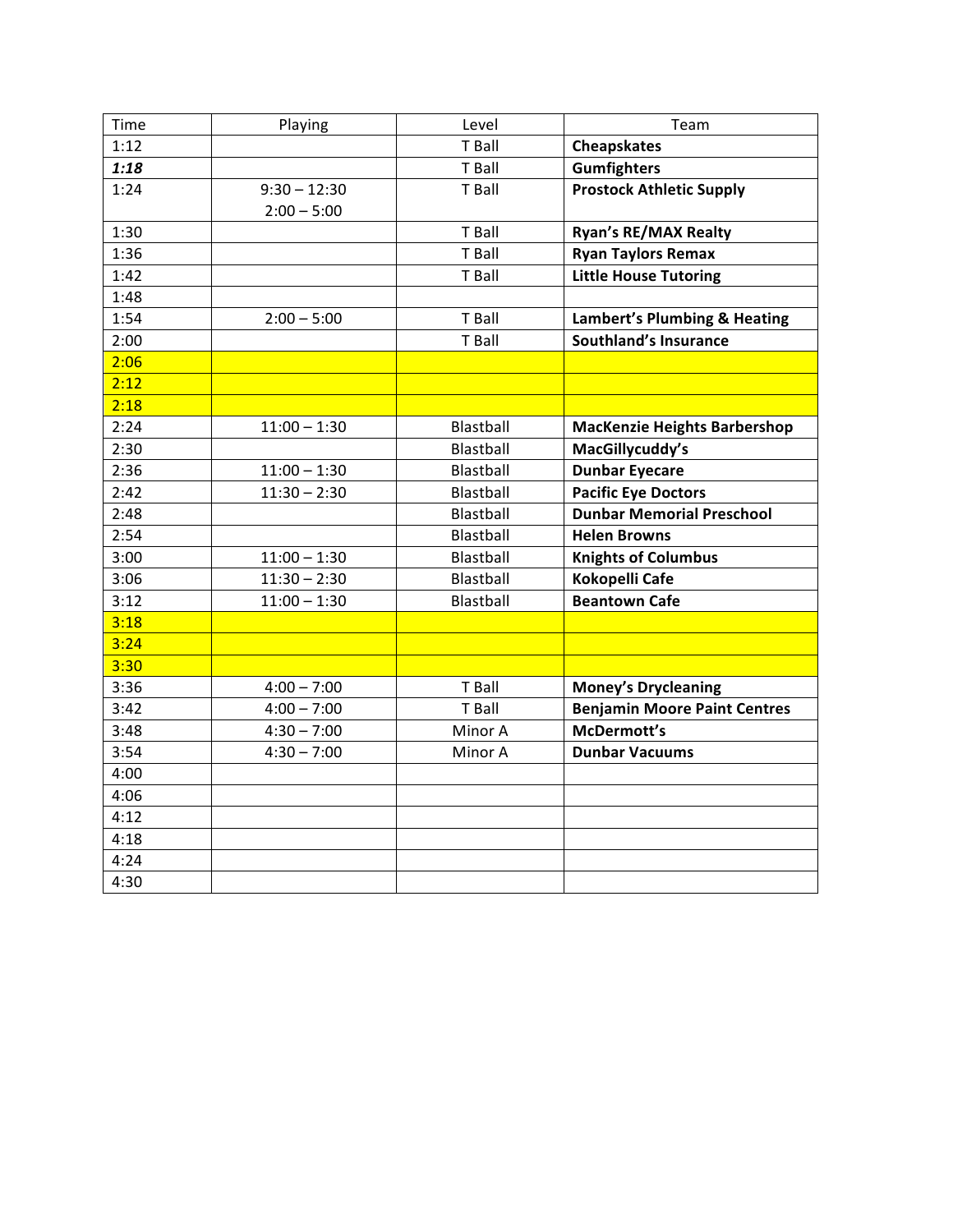| Time | Playing | Level | Team |
|---|---|---|---|
| 1:12 | | T Ball | **Cheapskates** |
| ***1:18*** | | T Ball | **Gumfighters** |
| 1:24 | 9:30 – 12:30<br>2:00 – 5:00 | T Ball | **Prostock Athletic Supply** |
| 1:30 | | T Ball | **Ryan's RE/MAX Realty** |
| 1:36 | | T Ball | **Ryan Taylors Remax** |
| 1:42 | | T Ball | **Little House Tutoring** |
| 1:48 | | | |
| 1:54 | 2:00 – 5:00 | T Ball | **Lambert's Plumbing & Heating** |
| 2:00 | | T Ball | **Southland's Insurance** |
| 2:06 | | | |
| 2:12 | | | |
| 2:18 | | | |
| 2:24 | 11:00 – 1:30 | Blastball | **MacKenzie Heights Barbershop** |
| 2:30 | | Blastball | **MacGillycuddy's** |
| 2:36 | 11:00 – 1:30 | Blastball | **Dunbar Eyecare** |
| 2:42 | 11:30 – 2:30 | Blastball | **Pacific Eye Doctors** |
| 2:48 | | Blastball | **Dunbar Memorial Preschool** |
| 2:54 | | Blastball | **Helen Browns** |
| 3:00 | 11:00 – 1:30 | Blastball | **Knights of Columbus** |
| 3:06 | 11:30 – 2:30 | Blastball | **Kokopelli Cafe** |
| 3:12 | 11:00 – 1:30 | Blastball | **Beantown Cafe** |
| 3:18 | | | |
| 3:24 | | | |
| 3:30 | | | |
| 3:36 | 4:00 – 7:00 | T Ball | **Money's Drycleaning** |
| 3:42 | 4:00 – 7:00 | T Ball | **Benjamin Moore Paint Centres** |
| 3:48 | 4:30 – 7:00 | Minor A | **McDermott's** |
| 3:54 | 4:30 – 7:00 | Minor A | **Dunbar Vacuums** |
| 4:00 | | | |
| 4:06 | | | |
| 4:12 | | | |
| 4:18 | | | |
| 4:24 | | | |
| 4:30 | | | |